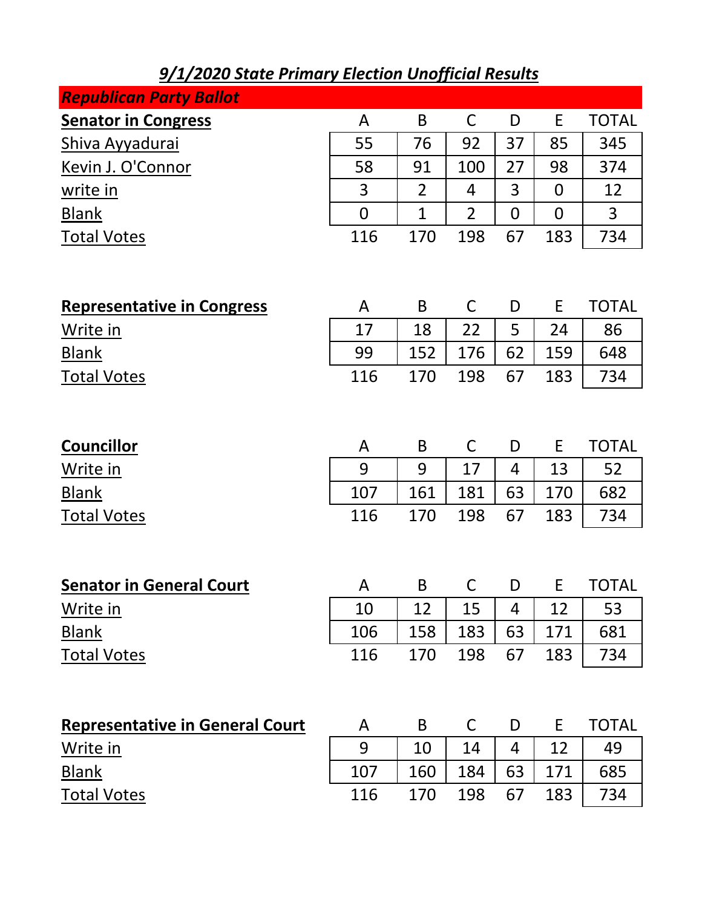# *9/1/2020 State Primary Election Unofficial Results*

## *Republican Party Ballot*

| **Senator in Congress** | A | B | C | D | E | TOTAL |
|---|---|---|---|---|---|---|
| Shiva Ayyadurai | 55 | 76 | 92 | 37 | 85 | 345 |
| Kevin J. O'Connor | 58 | 91 | 100 | 27 | 98 | 374 |
| write in | 3 | 2 | 4 | 3 | 0 | 12 |
| Blank | 0 | 1 | 2 | 0 | 0 | 3 |
| Total Votes | 116 | 170 | 198 | 67 | 183 | 734 |

| **Representative in Congress** | A | B | C | D | E | TOTAL |
|---|---|---|---|---|---|---|
| Write in | 17 | 18 | 22 | 5 | 24 | 86 |
| Blank | 99 | 152 | 176 | 62 | 159 | 648 |
| Total Votes | 116 | 170 | 198 | 67 | 183 | 734 |

| **Councillor** | A | B | C | D | E | TOTAL |
|---|---|---|---|---|---|---|
| Write in | 9 | 9 | 17 | 4 | 13 | 52 |
| Blank | 107 | 161 | 181 | 63 | 170 | 682 |
| Total Votes | 116 | 170 | 198 | 67 | 183 | 734 |

| **Senator in General Court** | A | B | C | D | E | TOTAL |
|---|---|---|---|---|---|---|
| Write in | 10 | 12 | 15 | 4 | 12 | 53 |
| Blank | 106 | 158 | 183 | 63 | 171 | 681 |
| Total Votes | 116 | 170 | 198 | 67 | 183 | 734 |

| **Representative in General Court** | A | B | C | D | E | TOTAL |
|---|---|---|---|---|---|---|
| Write in | 9 | 10 | 14 | 4 | 12 | 49 |
| Blank | 107 | 160 | 184 | 63 | 171 | 685 |
| Total Votes | 116 | 170 | 198 | 67 | 183 | 734 |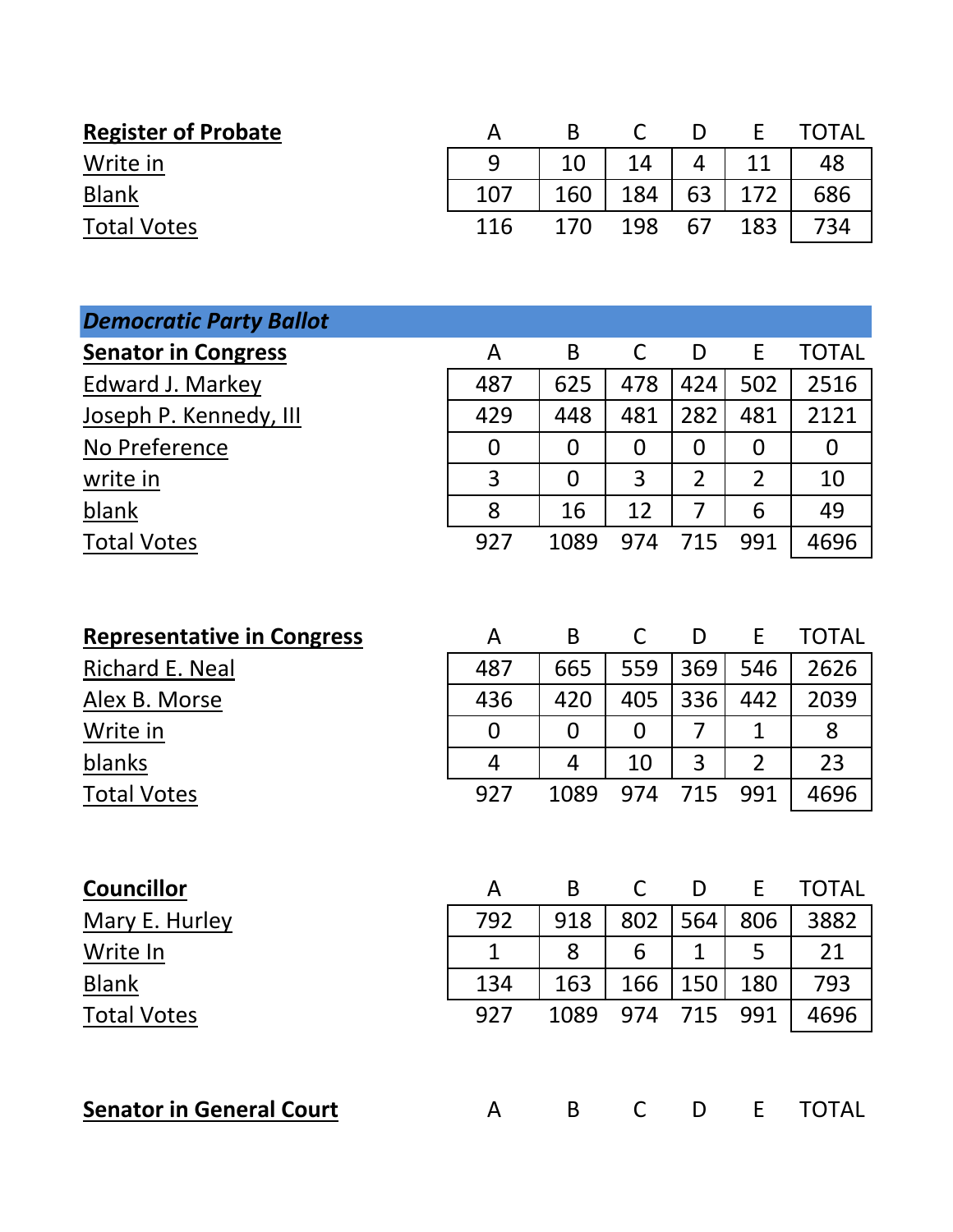| **Register of Probate** | A | B | C | D | E | TOTAL |
|---|---|---|---|---|---|---|
| Write in | 9 | 10 | 14 | 4 | 11 | 48 |
| Blank | 107 | 160 | 184 | 63 | 172 | 686 |
| Total Votes | 116 | 170 | 198 | 67 | 183 | 734 |

## *Democratic Party Ballot*

| **Senator in Congress** | A | B | C | D | E | TOTAL |
|---|---|---|---|---|---|---|
| Edward J. Markey | 487 | 625 | 478 | 424 | 502 | 2516 |
| Joseph P. Kennedy, III | 429 | 448 | 481 | 282 | 481 | 2121 |
| No Preference | 0 | 0 | 0 | 0 | 0 | 0 |
| write in | 3 | 0 | 3 | 2 | 2 | 10 |
| blank | 8 | 16 | 12 | 7 | 6 | 49 |
| Total Votes | 927 | 1089 | 974 | 715 | 991 | 4696 |

| **Representative in Congress** | A | B | C | D | E | TOTAL |
|---|---|---|---|---|---|---|
| Richard E. Neal | 487 | 665 | 559 | 369 | 546 | 2626 |
| Alex B. Morse | 436 | 420 | 405 | 336 | 442 | 2039 |
| Write in | 0 | 0 | 0 | 7 | 1 | 8 |
| blanks | 4 | 4 | 10 | 3 | 2 | 23 |
| Total Votes | 927 | 1089 | 974 | 715 | 991 | 4696 |

| **Councillor** | A | B | C | D | E | TOTAL |
|---|---|---|---|---|---|---|
| Mary E. Hurley | 792 | 918 | 802 | 564 | 806 | 3882 |
| Write In | 1 | 8 | 6 | 1 | 5 | 21 |
| Blank | 134 | 163 | 166 | 150 | 180 | 793 |
| Total Votes | 927 | 1089 | 974 | 715 | 991 | 4696 |

| **Senator in General Court** | A | B | C | D | E | TOTAL |
|---|---|---|---|---|---|---|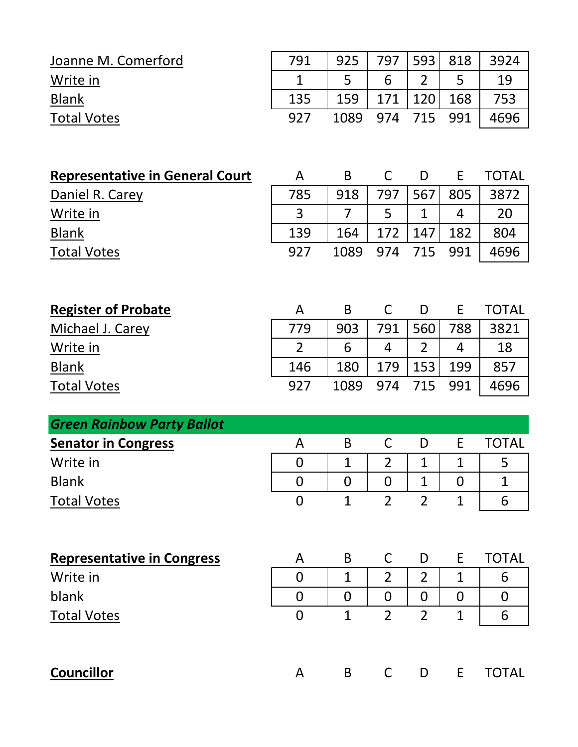| | | | | | | |
|---|---|---|---|---|---|---|
| Joanne M. Comerford | 791 | 925 | 797 | 593 | 818 | 3924 |
| Write in | 1 | 5 | 6 | 2 | 5 | 19 |
| Blank | 135 | 159 | 171 | 120 | 168 | 753 |
| Total Votes | 927 | 1089 | 974 | 715 | 991 | 4696 |

| **Representative in General Court** | A | B | C | D | E | TOTAL |
|---|---|---|---|---|---|---|
| Daniel R. Carey | 785 | 918 | 797 | 567 | 805 | 3872 |
| Write in | 3 | 7 | 5 | 1 | 4 | 20 |
| Blank | 139 | 164 | 172 | 147 | 182 | 804 |
| Total Votes | 927 | 1089 | 974 | 715 | 991 | 4696 |

| **Register of Probate** | A | B | C | D | E | TOTAL |
|---|---|---|---|---|---|---|
| Michael J. Carey | 779 | 903 | 791 | 560 | 788 | 3821 |
| Write in | 2 | 6 | 4 | 2 | 4 | 18 |
| Blank | 146 | 180 | 179 | 153 | 199 | 857 |
| Total Votes | 927 | 1089 | 974 | 715 | 991 | 4696 |

***Green Rainbow Party Ballot***

| **Senator in Congress** | A | B | C | D | E | TOTAL |
|---|---|---|---|---|---|---|
| Write in | 0 | 1 | 2 | 1 | 1 | 5 |
| Blank | 0 | 0 | 0 | 1 | 0 | 1 |
| Total Votes | 0 | 1 | 2 | 2 | 1 | 6 |

| **Representative in Congress** | A | B | C | D | E | TOTAL |
|---|---|---|---|---|---|---|
| Write in | 0 | 1 | 2 | 2 | 1 | 6 |
| blank | 0 | 0 | 0 | 0 | 0 | 0 |
| Total Votes | 0 | 1 | 2 | 2 | 1 | 6 |

| **Councillor** | A | B | C | D | E | TOTAL |
|---|---|---|---|---|---|---|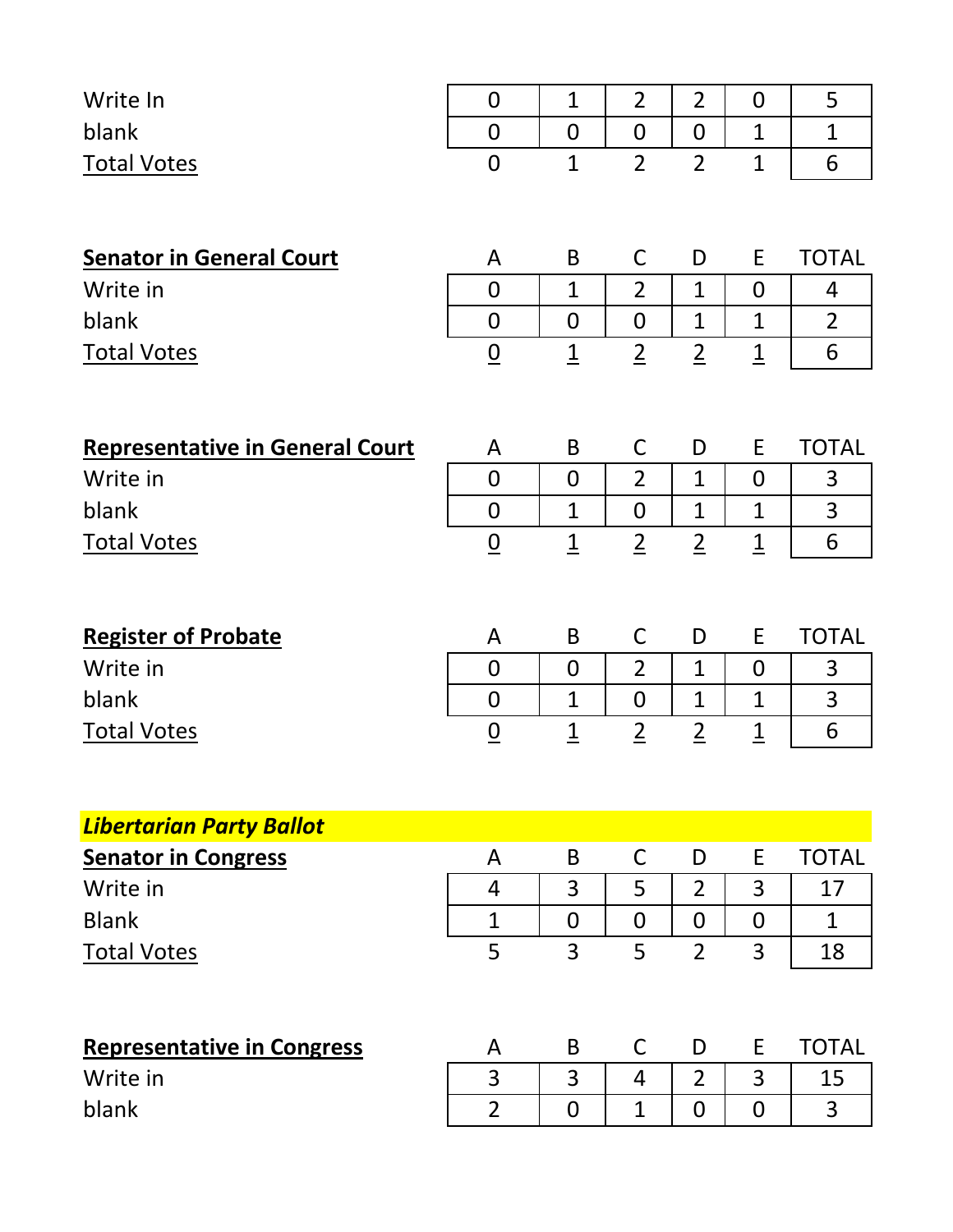| | | | | | | |
|---|---|---|---|---|---|---|
| Write In | 0 | 1 | 2 | 2 | 0 | 5 |
| blank | 0 | 0 | 0 | 0 | 1 | 1 |
| Total Votes | 0 | 1 | 2 | 2 | 1 | 6 |

| **Senator in General Court** | A | B | C | D | E | TOTAL |
|---|---|---|---|---|---|---|
| Write in | 0 | 1 | 2 | 1 | 0 | 4 |
| blank | 0 | 0 | 0 | 1 | 1 | 2 |
| Total Votes | 0 | 1 | 2 | 2 | 1 | 6 |

| **Representative in General Court** | A | B | C | D | E | TOTAL |
|---|---|---|---|---|---|---|
| Write in | 0 | 0 | 2 | 1 | 0 | 3 |
| blank | 0 | 1 | 0 | 1 | 1 | 3 |
| Total Votes | 0 | 1 | 2 | 2 | 1 | 6 |

| **Register of Probate** | A | B | C | D | E | TOTAL |
|---|---|---|---|---|---|---|
| Write in | 0 | 0 | 2 | 1 | 0 | 3 |
| blank | 0 | 1 | 0 | 1 | 1 | 3 |
| Total Votes | 0 | 1 | 2 | 2 | 1 | 6 |

***Libertarian Party Ballot***

| **Senator in Congress** | A | B | C | D | E | TOTAL |
|---|---|---|---|---|---|---|
| Write in | 4 | 3 | 5 | 2 | 3 | 17 |
| Blank | 1 | 0 | 0 | 0 | 0 | 1 |
| Total Votes | 5 | 3 | 5 | 2 | 3 | 18 |

| **Representative in Congress** | A | B | C | D | E | TOTAL |
|---|---|---|---|---|---|---|
| Write in | 3 | 3 | 4 | 2 | 3 | 15 |
| blank | 2 | 0 | 1 | 0 | 0 | 3 |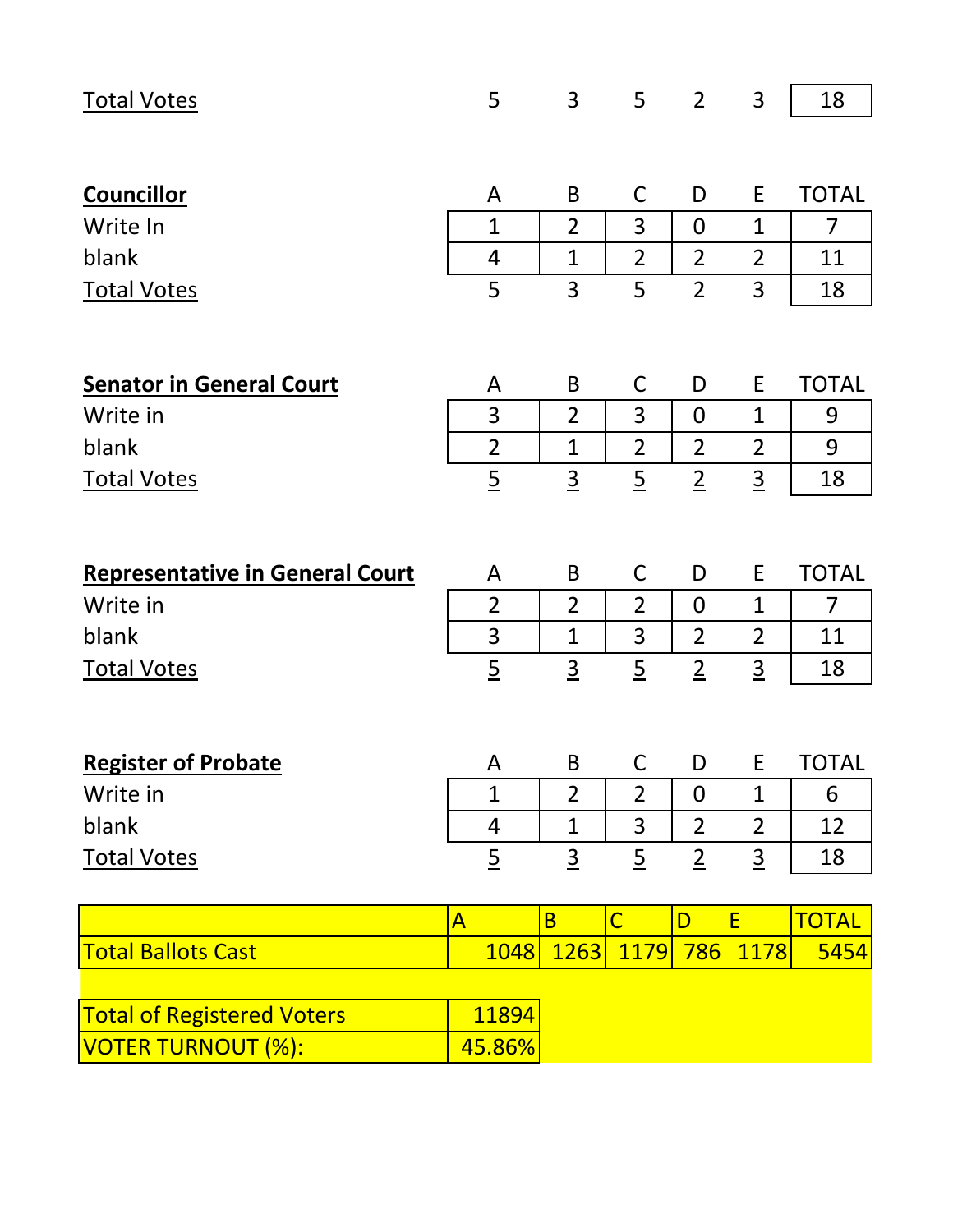| | A | B | C | D | E | TOTAL |
|---|---|---|---|---|---|---|
| Total Votes | 5 | 3 | 5 | 2 | 3 | 18 |

| **Councillor** | A | B | C | D | E | TOTAL |
|---|---|---|---|---|---|---|
| Write In | 1 | 2 | 3 | 0 | 1 | 7 |
| blank | 4 | 1 | 2 | 2 | 2 | 11 |
| Total Votes | 5 | 3 | 5 | 2 | 3 | 18 |

| **Senator in General Court** | A | B | C | D | E | TOTAL |
|---|---|---|---|---|---|---|
| Write in | 3 | 2 | 3 | 0 | 1 | 9 |
| blank | 2 | 1 | 2 | 2 | 2 | 9 |
| Total Votes | 5 | 3 | 5 | 2 | 3 | 18 |

| **Representative in General Court** | A | B | C | D | E | TOTAL |
|---|---|---|---|---|---|---|
| Write in | 2 | 2 | 2 | 0 | 1 | 7 |
| blank | 3 | 1 | 3 | 2 | 2 | 11 |
| Total Votes | 5 | 3 | 5 | 2 | 3 | 18 |

| **Register of Probate** | A | B | C | D | E | TOTAL |
|---|---|---|---|---|---|---|
| Write in | 1 | 2 | 2 | 0 | 1 | 6 |
| blank | 4 | 1 | 3 | 2 | 2 | 12 |
| Total Votes | 5 | 3 | 5 | 2 | 3 | 18 |

| | A | B | C | D | E | TOTAL |
|---|---|---|---|---|---|---|
| Total Ballots Cast | 1048 | 1263 | 1179 | 786 | 1178 | 5454 |

| | |
|---|---|
| Total of Registered Voters | 11894 |
| VOTER TURNOUT (%): | 45.86% |